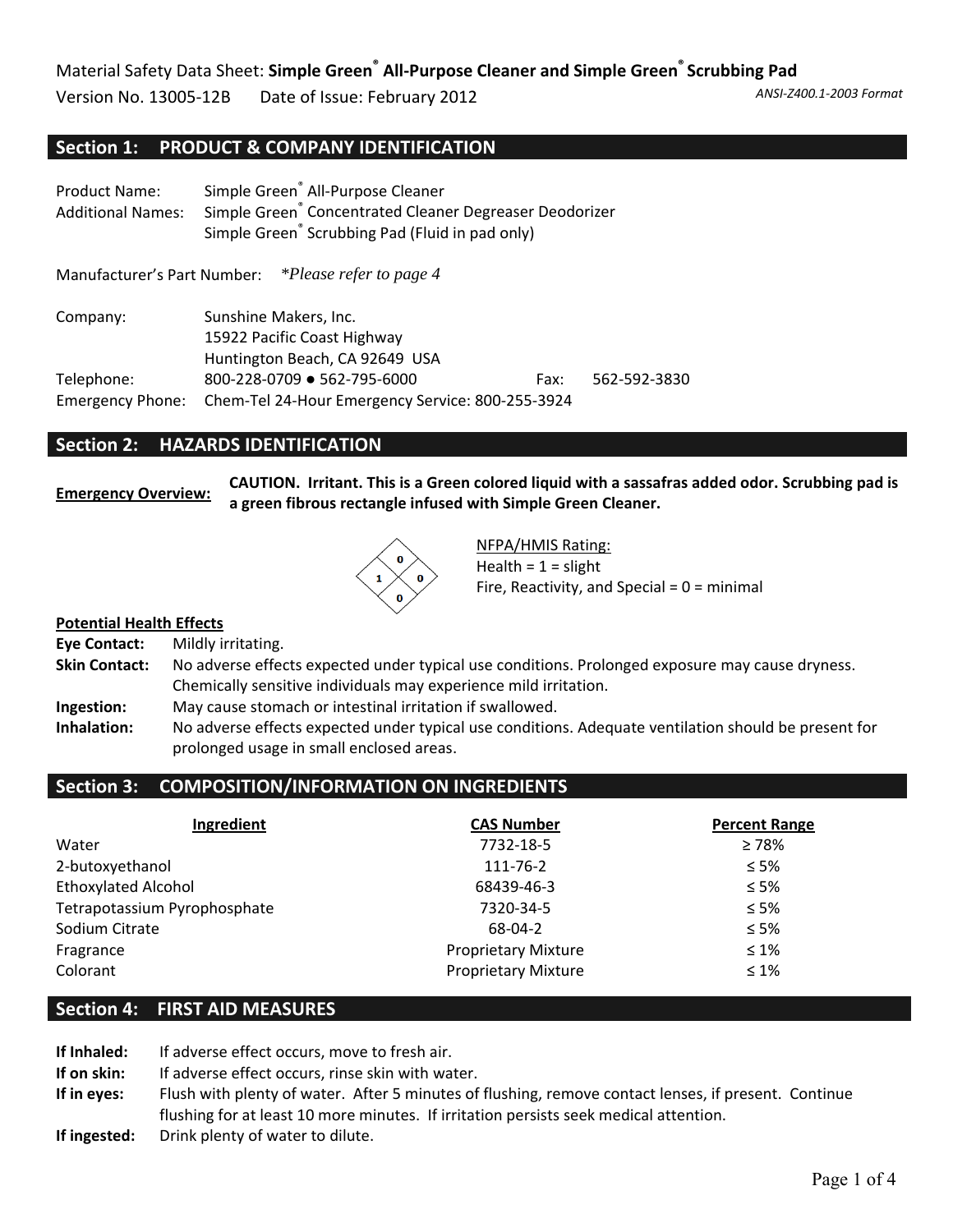Material Safety Data Sheet: **Simple Green® All-Purpose Cleaner and Simple Green® Scrubbing Pad**

Version No. 13005-12B     Date of Issue: February 2012     *ANSI-Z400.1-2003 Format*

## Section 1: PRODUCT & COMPANY IDENTIFICATION

Product Name: Simple Green® All-Purpose Cleaner
Additional Names: Simple Green® Concentrated Cleaner Degreaser Deodorizer
Simple Green® Scrubbing Pad (Fluid in pad only)

Manufacturer's Part Number: *\*Please refer to page 4*

Company: Sunshine Makers, Inc.
15922 Pacific Coast Highway
Huntington Beach, CA 92649 USA
Telephone: 800-228-0709 ● 562-795-6000     Fax: 562-592-3830
Emergency Phone: Chem-Tel 24-Hour Emergency Service: 800-255-3924

## Section 2: HAZARDS IDENTIFICATION

**Emergency Overview:** **CAUTION. Irritant. This is a Green colored liquid with a sassafras added odor. Scrubbing pad is a green fibrous rectangle infused with Simple Green Cleaner.**

NFPA/HMIS Rating:
Health = 1 = slight
Fire, Reactivity, and Special = 0 = minimal

**Potential Health Effects**

**Eye Contact:** Mildly irritating.
**Skin Contact:** No adverse effects expected under typical use conditions. Prolonged exposure may cause dryness. Chemically sensitive individuals may experience mild irritation.
**Ingestion:** May cause stomach or intestinal irritation if swallowed.
**Inhalation:** No adverse effects expected under typical use conditions. Adequate ventilation should be present for prolonged usage in small enclosed areas.

## Section 3: COMPOSITION/INFORMATION ON INGREDIENTS

| Ingredient | CAS Number | Percent Range |
|---|---|---|
| Water | 7732-18-5 | ≥ 78% |
| 2-butoxyethanol | 111-76-2 | ≤ 5% |
| Ethoxylated Alcohol | 68439-46-3 | ≤ 5% |
| Tetrapotassium Pyrophosphate | 7320-34-5 | ≤ 5% |
| Sodium Citrate | 68-04-2 | ≤ 5% |
| Fragrance | Proprietary Mixture | ≤ 1% |
| Colorant | Proprietary Mixture | ≤ 1% |

## Section 4: FIRST AID MEASURES

**If Inhaled:** If adverse effect occurs, move to fresh air.
**If on skin:** If adverse effect occurs, rinse skin with water.
**If in eyes:** Flush with plenty of water. After 5 minutes of flushing, remove contact lenses, if present. Continue flushing for at least 10 more minutes. If irritation persists seek medical attention.
**If ingested:** Drink plenty of water to dilute.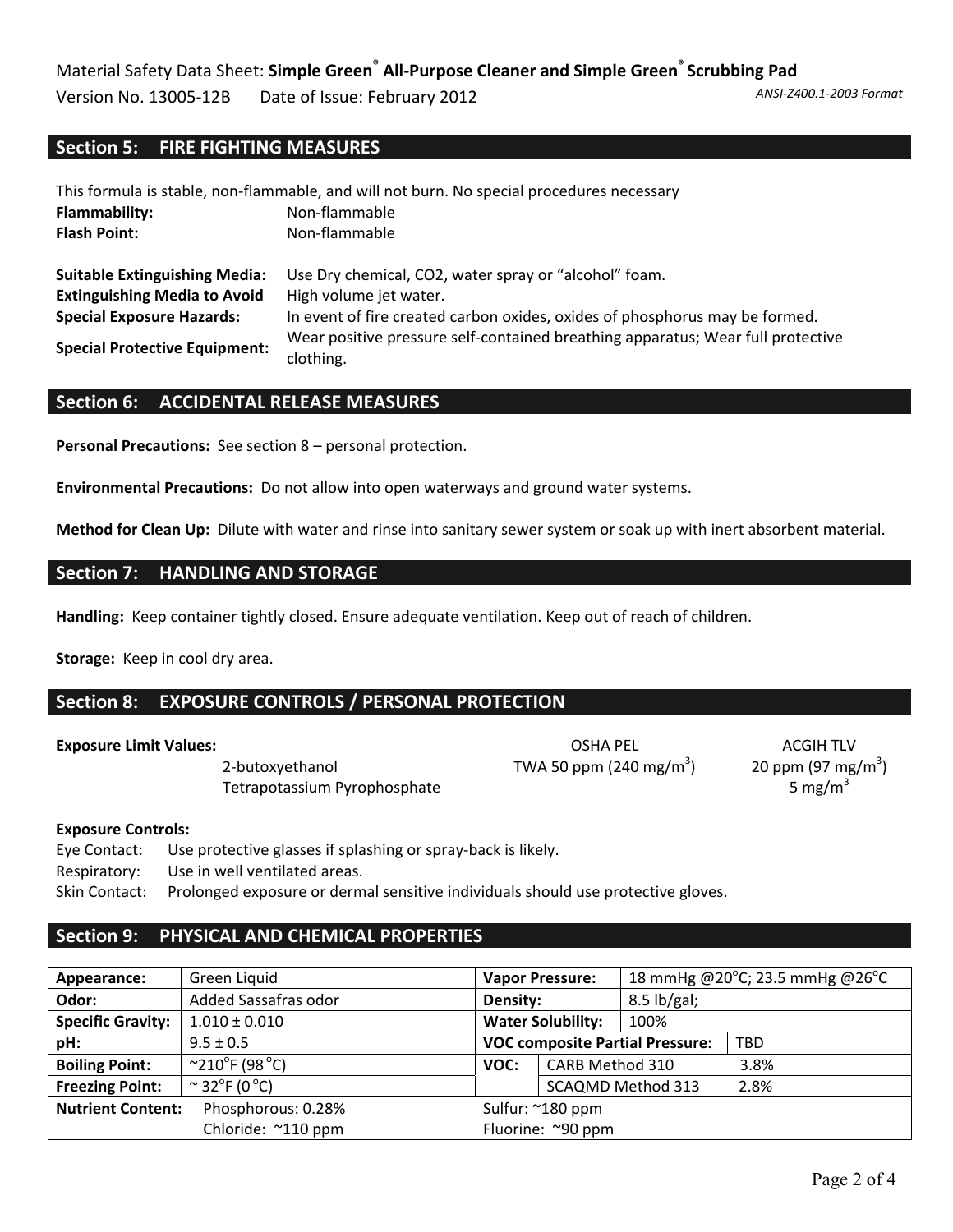## Section 5: FIRE FIGHTING MEASURES

This formula is stable, non-flammable, and will not burn. No special procedures necessary

**Flammability:** Non-flammable
**Flash Point:** Non-flammable

**Suitable Extinguishing Media:** Use Dry chemical, $CO_2$, water spray or "alcohol" foam.
**Extinguishing Media to Avoid** High volume jet water.
**Special Exposure Hazards:** In event of fire created carbon oxides, oxides of phosphorus may be formed.
**Special Protective Equipment:** Wear positive pressure self-contained breathing apparatus; Wear full protective clothing.

## Section 6: ACCIDENTAL RELEASE MEASURES

**Personal Precautions:** See section 8 – personal protection.

**Environmental Precautions:** Do not allow into open waterways and ground water systems.

**Method for Clean Up:** Dilute with water and rinse into sanitary sewer system or soak up with inert absorbent material.

## Section 7: HANDLING AND STORAGE

**Handling:** Keep container tightly closed. Ensure adequate ventilation. Keep out of reach of children.

**Storage:** Keep in cool dry area.

## Section 8: EXPOSURE CONTROLS / PERSONAL PROTECTION

**Exposure Limit Values:**

| | OSHA PEL | ACGIH TLV |
|---|---|---|
| 2-butoxyethanol | TWA 50 ppm (240 $mg/m^3$) | 20 ppm (97 $mg/m^3$) |
| Tetrapotassium Pyrophosphate | | 5 $mg/m^3$ |

**Exposure Controls:**

Eye Contact: Use protective glasses if splashing or spray-back is likely.
Respiratory: Use in well ventilated areas.
Skin Contact: Prolonged exposure or dermal sensitive individuals should use protective gloves.

## Section 9: PHYSICAL AND CHEMICAL PROPERTIES

| | | | | |
|---|---|---|---|---|
| **Appearance:** | Green Liquid | **Vapor Pressure:** | 18 mmHg @20°C; 23.5 mmHg @26°C | |
| **Odor:** | Added Sassafras odor | **Density:** | 8.5 lb/gal; | |
| **Specific Gravity:** | 1.010 ± 0.010 | **Water Solubility:** | 100% | |
| **pH:** | 9.5 ± 0.5 | **VOC composite Partial Pressure:** | | TBD |
| **Boiling Point:** | ~210°F (98 °C) | **VOC:** | CARB Method 310 | 3.8% |
| **Freezing Point:** | ~ 32°F (0 °C) | | SCAQMD Method 313 | 2.8% |
| **Nutrient Content:** | Phosphorous: 0.28%<br>Chloride: ~110 ppm | Sulfur: ~180 ppm<br>Fluorine: ~90 ppm | | |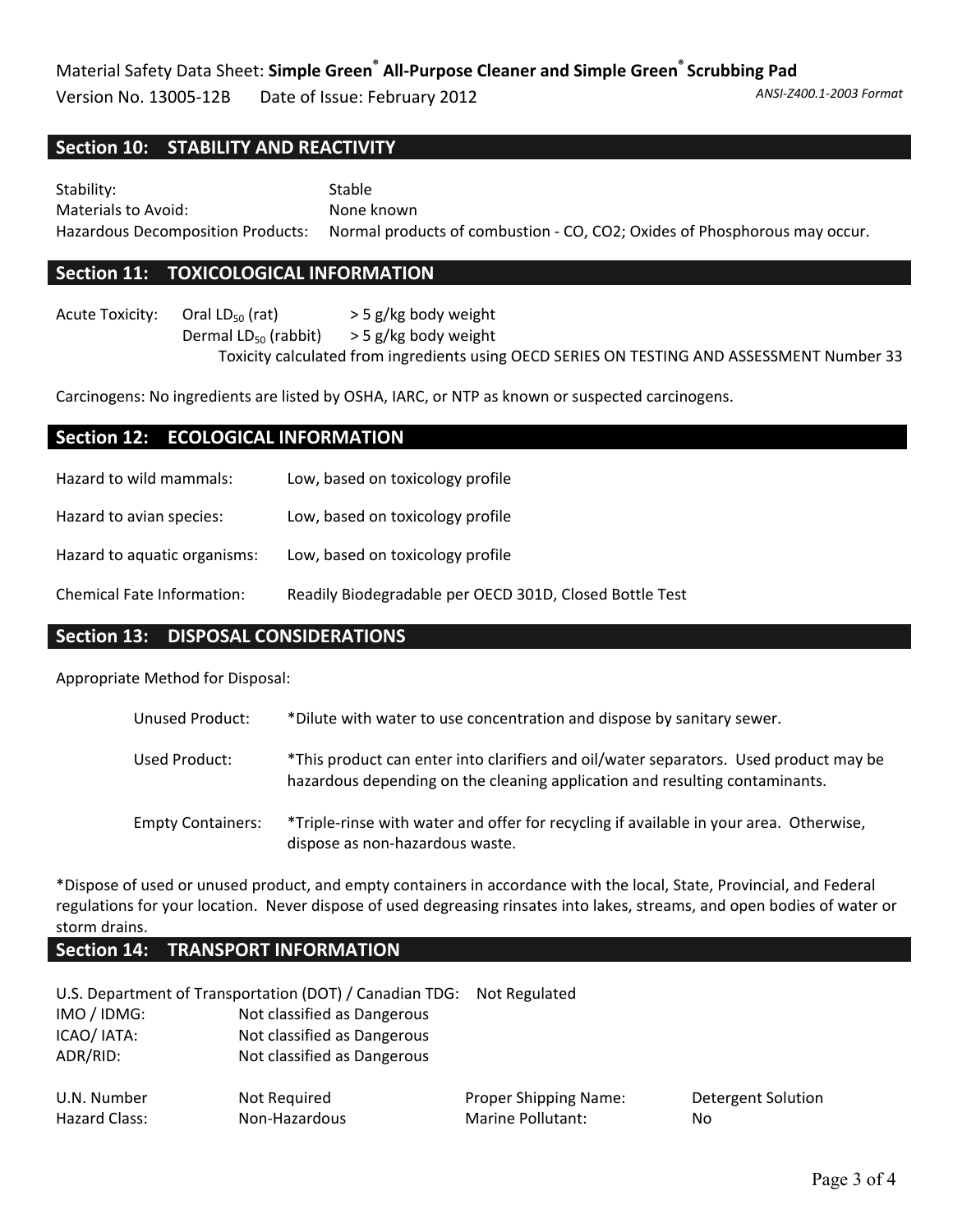## Section 10: STABILITY AND REACTIVITY

Stability: Stable
Materials to Avoid: None known
Hazardous Decomposition Products: Normal products of combustion - CO, $CO_2$; Oxides of Phosphorous may occur.

## Section 11: TOXICOLOGICAL INFORMATION

Acute Toxicity: Oral $LD_{50}$ (rat) > 5 g/kg body weight
Dermal $LD_{50}$ (rabbit) > 5 g/kg body weight
Toxicity calculated from ingredients using OECD SERIES ON TESTING AND ASSESSMENT Number 33

Carcinogens: No ingredients are listed by OSHA, IARC, or NTP as known or suspected carcinogens.

## Section 12: ECOLOGICAL INFORMATION

Hazard to wild mammals: Low, based on toxicology profile

Hazard to avian species: Low, based on toxicology profile

Hazard to aquatic organisms: Low, based on toxicology profile

Chemical Fate Information: Readily Biodegradable per OECD 301D, Closed Bottle Test

## Section 13: DISPOSAL CONSIDERATIONS

Appropriate Method for Disposal:

Unused Product: *Dilute with water to use concentration and dispose by sanitary sewer.

Used Product: *This product can enter into clarifiers and oil/water separators. Used product may be hazardous depending on the cleaning application and resulting contaminants.

Empty Containers: *Triple-rinse with water and offer for recycling if available in your area. Otherwise, dispose as non-hazardous waste.

*Dispose of used or unused product, and empty containers in accordance with the local, State, Provincial, and Federal regulations for your location. Never dispose of used degreasing rinsates into lakes, streams, and open bodies of water or storm drains.

## Section 14: TRANSPORT INFORMATION

U.S. Department of Transportation (DOT) / Canadian TDG: Not Regulated
IMO / IDMG: Not classified as Dangerous
ICAO/ IATA: Not classified as Dangerous
ADR/RID: Not classified as Dangerous

U.N. Number: Not Required
Hazard Class: Non-Hazardous
Proper Shipping Name: Detergent Solution
Marine Pollutant: No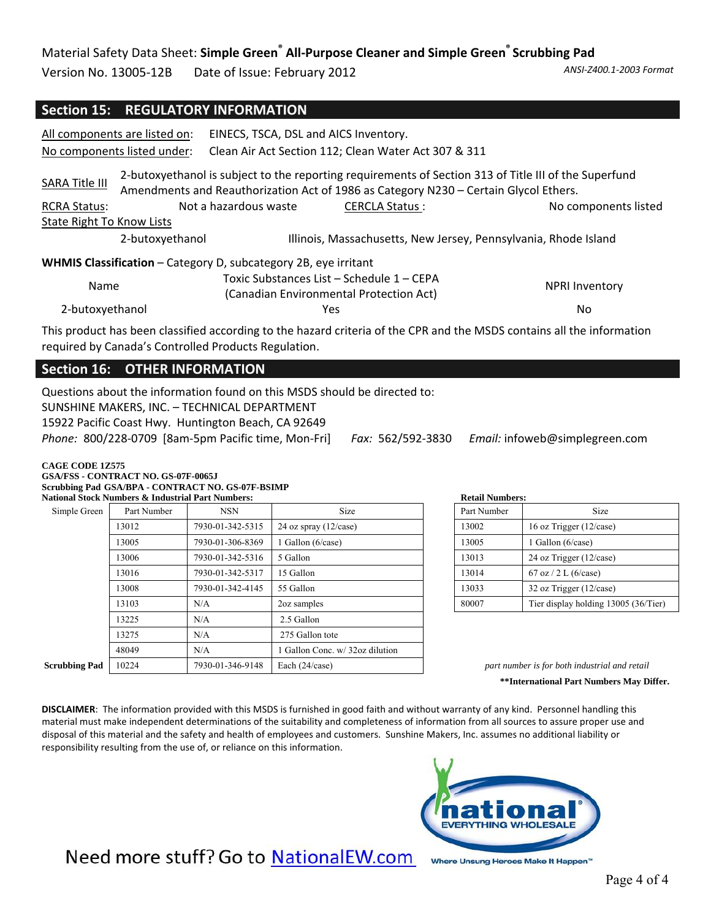## Section 15: REGULATORY INFORMATION

All components are listed on: EINECS, TSCA, DSL and AICS Inventory.

No components listed under: Clean Air Act Section 112; Clean Water Act 307 & 311

SARA Title III: 2-butoxyethanol is subject to the reporting requirements of Section 313 of Title III of the Superfund Amendments and Reauthorization Act of 1986 as Category N230 – Certain Glycol Ethers.

RCRA Status: Not a hazardous waste    CERCLA Status: No components listed

State Right To Know Lists

2-butoxyethanol    Illinois, Massachusetts, New Jersey, Pennsylvania, Rhode Island

**WHMIS Classification** – Category D, subcategory 2B, eye irritant

| Name | Toxic Substances List – Schedule 1 – CEPA (Canadian Environmental Protection Act) | NPRI Inventory |
|---|---|---|
| 2-butoxyethanol | Yes | No |

This product has been classified according to the hazard criteria of the CPR and the MSDS contains all the information required by Canada's Controlled Products Regulation.

## Section 16: OTHER INFORMATION

Questions about the information found on this MSDS should be directed to:
SUNSHINE MAKERS, INC. – TECHNICAL DEPARTMENT
15922 Pacific Coast Hwy. Huntington Beach, CA 92649
*Phone:* 800/228-0709 [8am-5pm Pacific time, Mon-Fri]    *Fax:* 562/592-3830    *Email:* infoweb@simplegreen.com

**CAGE CODE 1Z575**
**GSA/FSS - CONTRACT NO. GS-07F-0065J**
**Scrubbing Pad GSA/BPA - CONTRACT NO. GS-07F-BSIMP**
**National Stock Numbers & Industrial Part Numbers:**

| | Part Number | NSN | Size |
|---|---|---|---|
| Simple Green | 13012 | 7930-01-342-5315 | 24 oz spray (12/case) |
| | 13005 | 7930-01-306-8369 | 1 Gallon (6/case) |
| | 13006 | 7930-01-342-5316 | 5 Gallon |
| | 13016 | 7930-01-342-5317 | 15 Gallon |
| | 13008 | 7930-01-342-4145 | 55 Gallon |
| | 13103 | N/A | 2oz samples |
| | 13225 | N/A | 2.5 Gallon |
| | 13275 | N/A | 275 Gallon tote |
| | 48049 | N/A | 1 Gallon Conc. w/ 32oz dilution |
| **Scrubbing Pad** | 10224 | 7930-01-346-9148 | Each (24/case) |

**Retail Numbers:**

| Part Number | Size |
|---|---|
| 13002 | 16 oz Trigger (12/case) |
| 13005 | 1 Gallon (6/case) |
| 13013 | 24 oz Trigger (12/case) |
| 13014 | 67 oz / 2 L (6/case) |
| 13033 | 32 oz Trigger (12/case) |
| 80007 | Tier display holding 13005 (36/Tier) |

*part number is for both industrial and retail*

**\*\*International Part Numbers May Differ.**

**DISCLAIMER**: The information provided with this MSDS is furnished in good faith and without warranty of any kind. Personnel handling this material must make independent determinations of the suitability and completeness of information from all sources to assure proper use and disposal of this material and the safety and health of employees and customers. Sunshine Makers, Inc. assumes no additional liability or responsibility resulting from the use of, or reliance on this information.

Need more stuff? Go to NationalEW.com

national EVERYTHING WHOLESALE
Where Unsung Heroes Make It Happen™